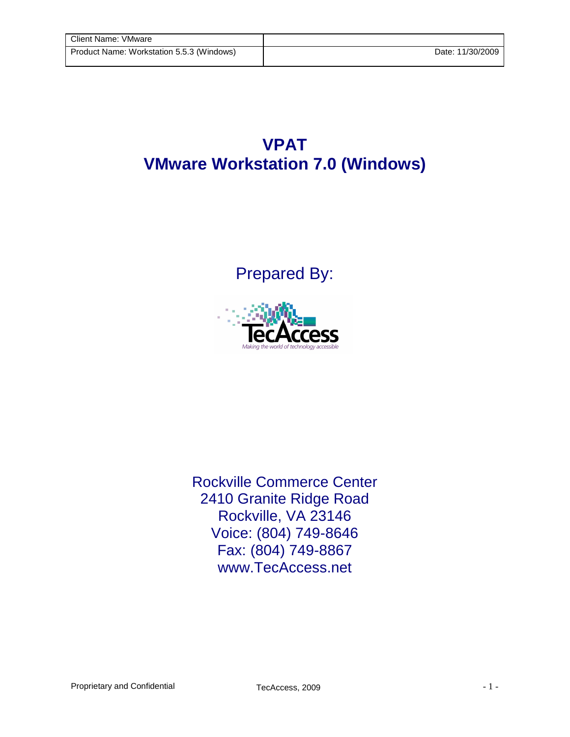| Client Name: VMware | |
| --- | --- |
| Product Name: Workstation 5.5.3 (Windows) | Date: 11/30/2009 |

# VPAT
# VMware Workstation 7.0 (Windows)

## Prepared By:

TecAccess

*Making the world of technology accessible*

Rockville Commerce Center
2410 Granite Ridge Road
Rockville, VA 23146
Voice: (804) 749-8646
Fax: (804) 749-8867
www.TecAccess.net

Proprietary and Confidential | TecAccess, 2009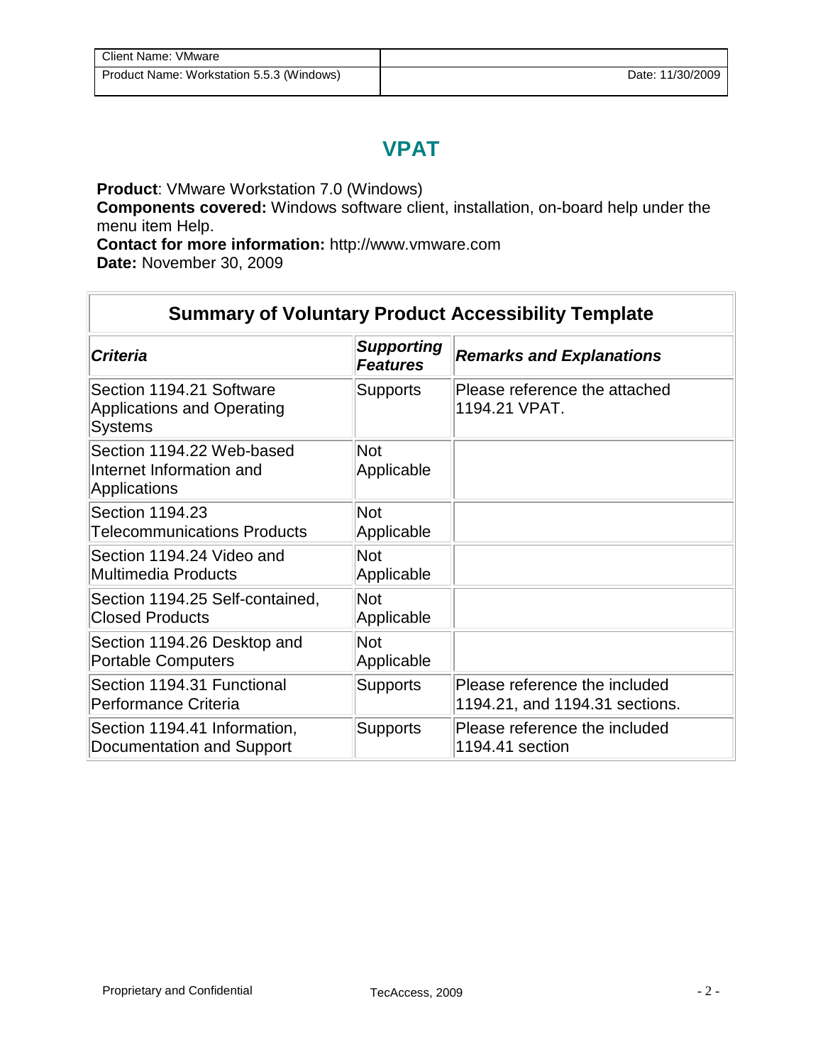# VPAT

**Product**: VMware Workstation 7.0 (Windows)
**Components covered:** Windows software client, installation, on-board help under the menu item Help.
**Contact for more information:** http://www.vmware.com
**Date:** November 30, 2009

| Summary of Voluntary Product Accessibility Template | | |
|---|---|---|
| ***Criteria*** | ***Supporting Features*** | ***Remarks and Explanations*** |
| Section 1194.21 Software Applications and Operating Systems | Supports | Please reference the attached 1194.21 VPAT. |
| Section 1194.22 Web-based Internet Information and Applications | Not Applicable | |
| Section 1194.23 Telecommunications Products | Not Applicable | |
| Section 1194.24 Video and Multimedia Products | Not Applicable | |
| Section 1194.25 Self-contained, Closed Products | Not Applicable | |
| Section 1194.26 Desktop and Portable Computers | Not Applicable | |
| Section 1194.31 Functional Performance Criteria | Supports | Please reference the included 1194.21, and 1194.31 sections. |
| Section 1194.41 Information, Documentation and Support | Supports | Please reference the included 1194.41 section |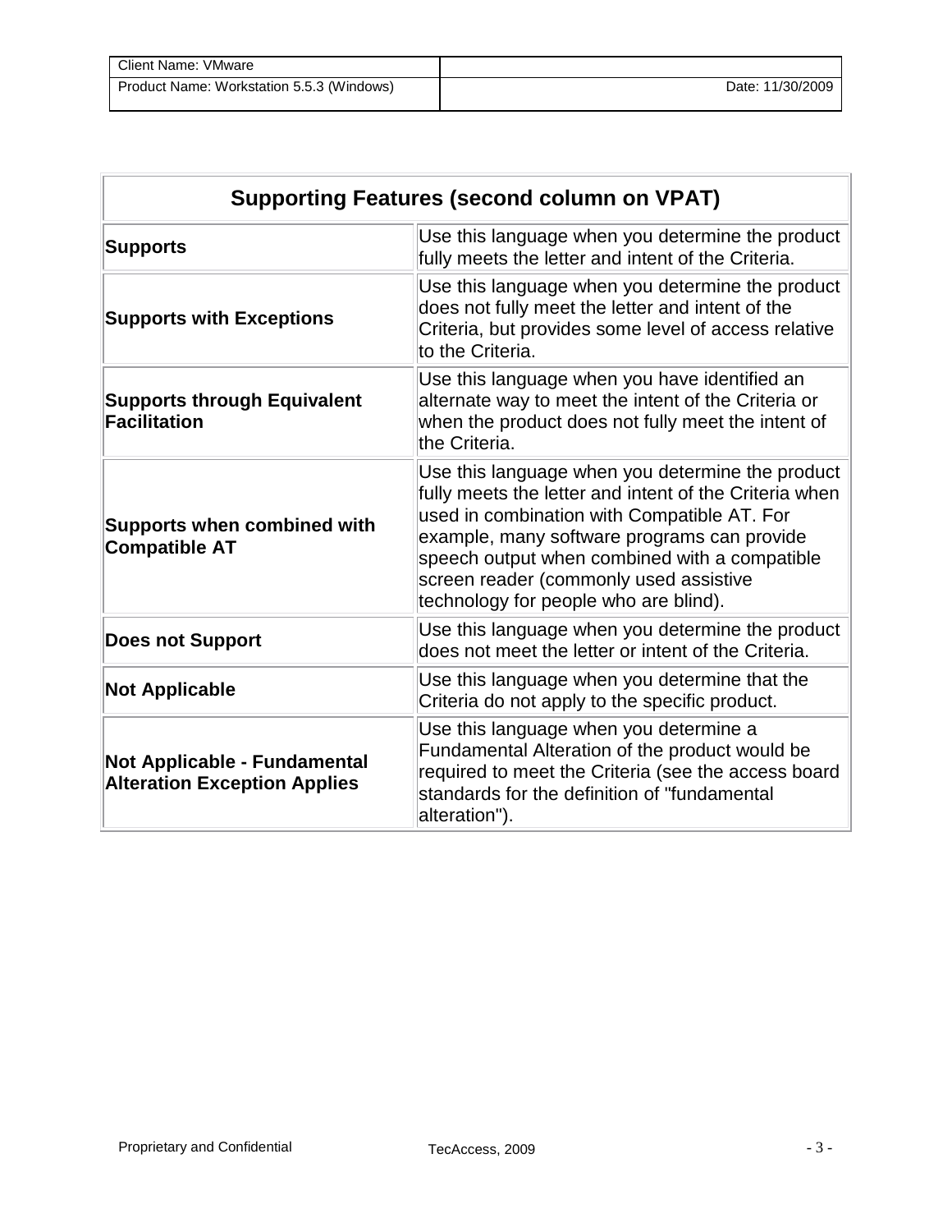| Supporting Features (second column on VPAT) | |
|---|---|
| **Supports** | Use this language when you determine the product fully meets the letter and intent of the Criteria. |
| **Supports with Exceptions** | Use this language when you determine the product does not fully meet the letter and intent of the Criteria, but provides some level of access relative to the Criteria. |
| **Supports through Equivalent Facilitation** | Use this language when you have identified an alternate way to meet the intent of the Criteria or when the product does not fully meet the intent of the Criteria. |
| **Supports when combined with Compatible AT** | Use this language when you determine the product fully meets the letter and intent of the Criteria when used in combination with Compatible AT. For example, many software programs can provide speech output when combined with a compatible screen reader (commonly used assistive technology for people who are blind). |
| **Does not Support** | Use this language when you determine the product does not meet the letter or intent of the Criteria. |
| **Not Applicable** | Use this language when you determine that the Criteria do not apply to the specific product. |
| **Not Applicable - Fundamental Alteration Exception Applies** | Use this language when you determine a Fundamental Alteration of the product would be required to meet the Criteria (see the access board standards for the definition of "fundamental alteration"). |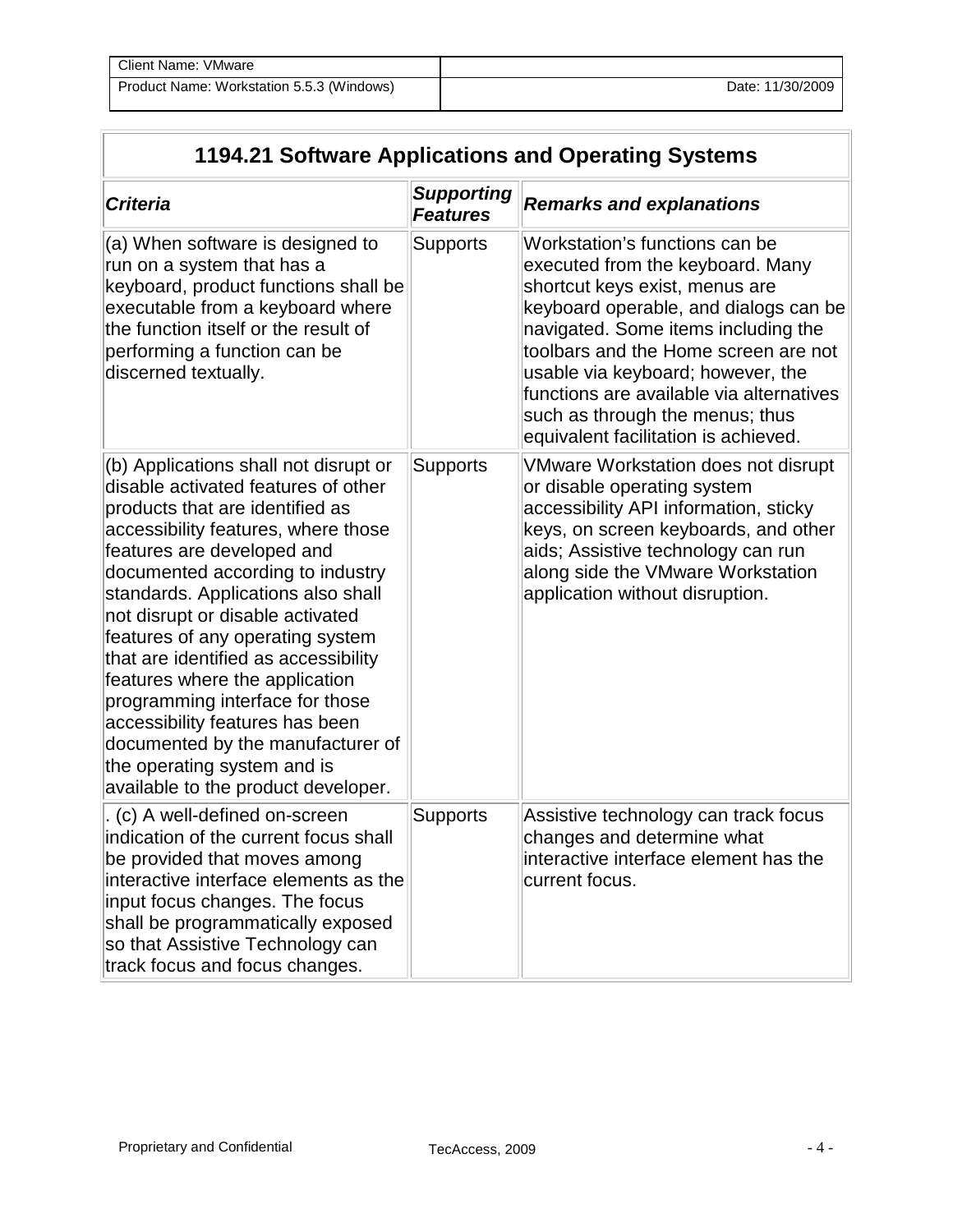| Client Name: VMware | |
| --- | --- |
| Product Name: Workstation 5.5.3 (Windows) | Date: 11/30/2009 |

## 1194.21 Software Applications and Operating Systems

| *Criteria* | *Supporting Features* | *Remarks and explanations* |
| --- | --- | --- |
| (a) When software is designed to run on a system that has a keyboard, product functions shall be executable from a keyboard where the function itself or the result of performing a function can be discerned textually. | Supports | Workstation's functions can be executed from the keyboard. Many shortcut keys exist, menus are keyboard operable, and dialogs can be navigated. Some items including the toolbars and the Home screen are not usable via keyboard; however, the functions are available via alternatives such as through the menus; thus equivalent facilitation is achieved. |
| (b) Applications shall not disrupt or disable activated features of other products that are identified as accessibility features, where those features are developed and documented according to industry standards. Applications also shall not disrupt or disable activated features of any operating system that are identified as accessibility features where the application programming interface for those accessibility features has been documented by the manufacturer of the operating system and is available to the product developer. | Supports | VMware Workstation does not disrupt or disable operating system accessibility API information, sticky keys, on screen keyboards, and other aids; Assistive technology can run along side the VMware Workstation application without disruption. |
| . (c) A well-defined on-screen indication of the current focus shall be provided that moves among interactive interface elements as the input focus changes. The focus shall be programmatically exposed so that Assistive Technology can track focus and focus changes. | Supports | Assistive technology can track focus changes and determine what interactive interface element has the current focus. |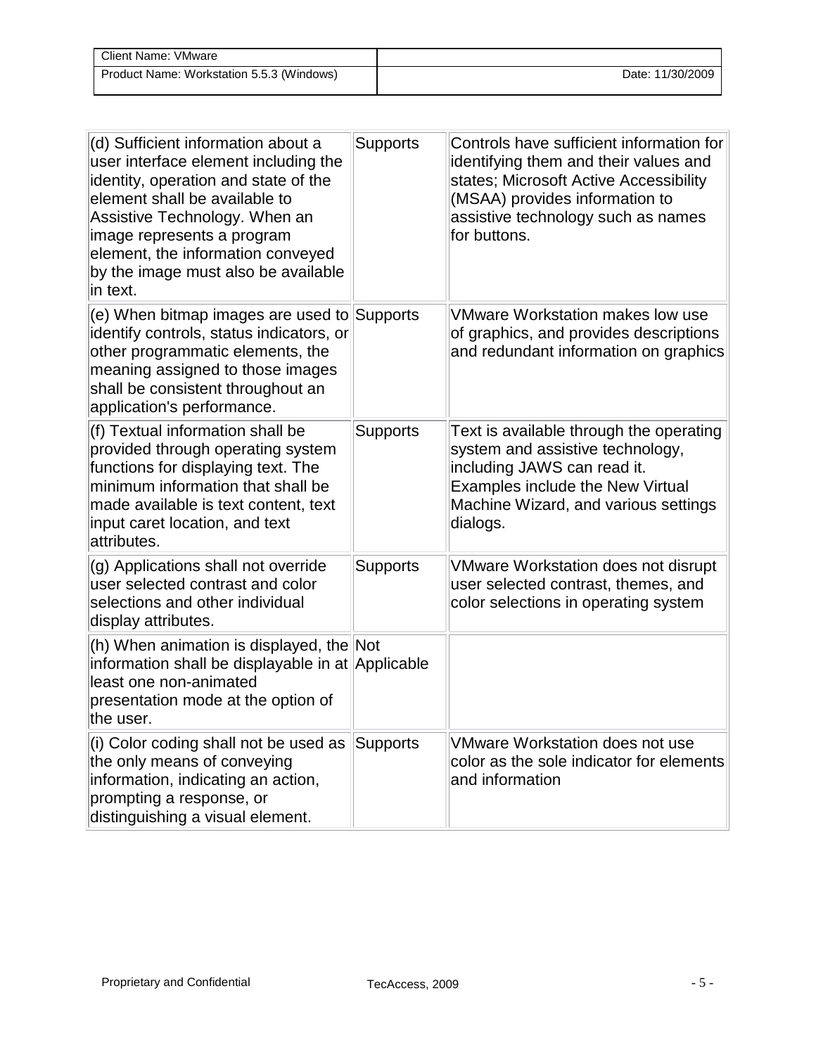| | | |
|---|---|---|
| (d) Sufficient information about a user interface element including the identity, operation and state of the element shall be available to Assistive Technology. When an image represents a program element, the information conveyed by the image must also be available in text. | Supports | Controls have sufficient information for identifying them and their values and states; Microsoft Active Accessibility (MSAA) provides information to assistive technology such as names for buttons. |
| (e) When bitmap images are used to identify controls, status indicators, or other programmatic elements, the meaning assigned to those images shall be consistent throughout an application's performance. | Supports | VMware Workstation makes low use of graphics, and provides descriptions and redundant information on graphics |
| (f) Textual information shall be provided through operating system functions for displaying text. The minimum information that shall be made available is text content, text input caret location, and text attributes. | Supports | Text is available through the operating system and assistive technology, including JAWS can read it. Examples include the New Virtual Machine Wizard, and various settings dialogs. |
| (g) Applications shall not override user selected contrast and color selections and other individual display attributes. | Supports | VMware Workstation does not disrupt user selected contrast, themes, and color selections in operating system |
| (h) When animation is displayed, the information shall be displayable in at least one non-animated presentation mode at the option of the user. | Not Applicable | |
| (i) Color coding shall not be used as the only means of conveying information, indicating an action, prompting a response, or distinguishing a visual element. | Supports | VMware Workstation does not use color as the sole indicator for elements and information |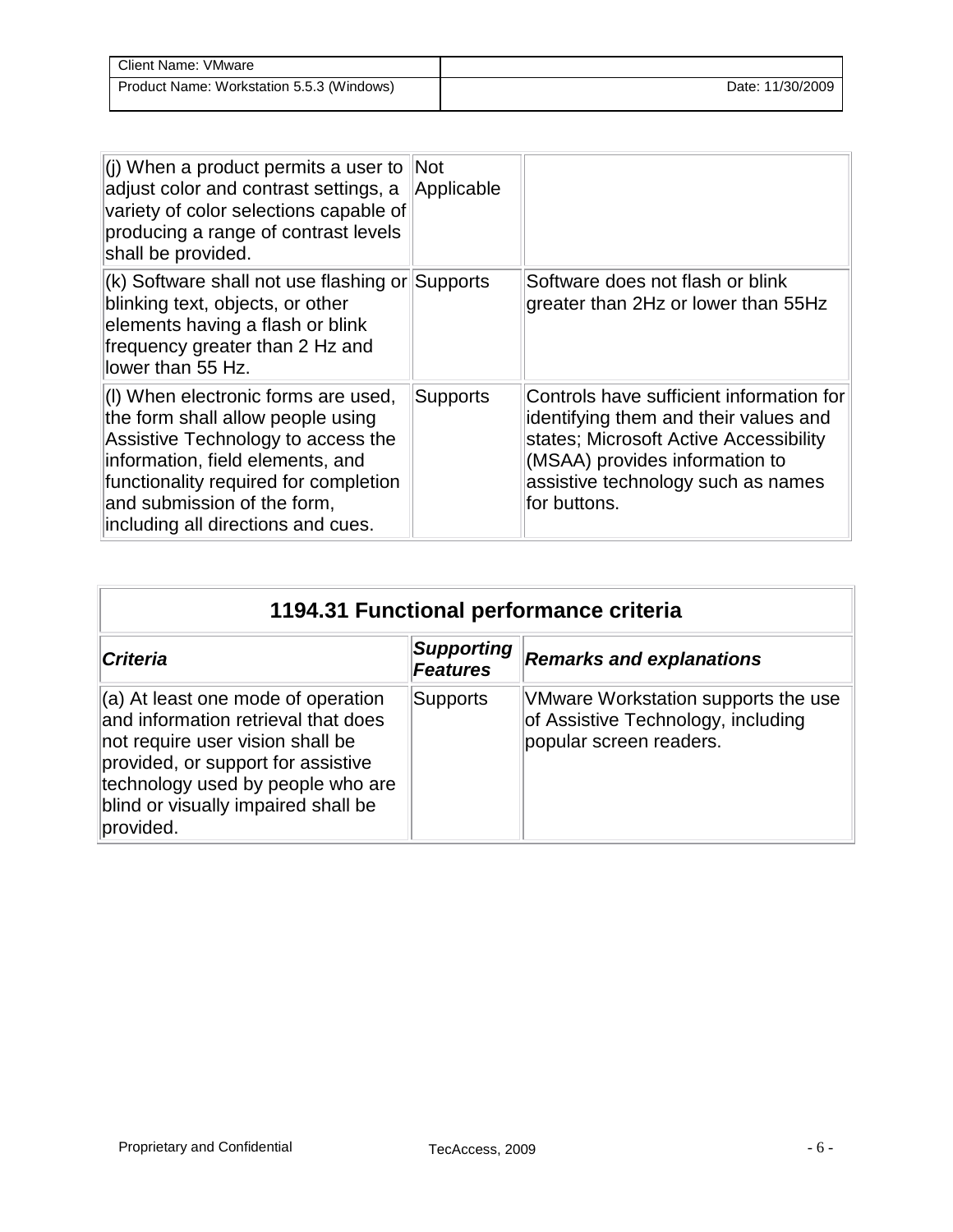| | | |
|---|---|---|
| (j) When a product permits a user to adjust color and contrast settings, a variety of color selections capable of producing a range of contrast levels shall be provided. | Not Applicable | |
| (k) Software shall not use flashing or blinking text, objects, or other elements having a flash or blink frequency greater than 2 Hz and lower than 55 Hz. | Supports | Software does not flash or blink greater than 2Hz or lower than 55Hz |
| (l) When electronic forms are used, the form shall allow people using Assistive Technology to access the information, field elements, and functionality required for completion and submission of the form, including all directions and cues. | Supports | Controls have sufficient information for identifying them and their values and states; Microsoft Active Accessibility (MSAA) provides information to assistive technology such as names for buttons. |

## 1194.31 Functional performance criteria

| ***Criteria*** | ***Supporting Features*** | ***Remarks and explanations*** |
|---|---|---|
| (a) At least one mode of operation and information retrieval that does not require user vision shall be provided, or support for assistive technology used by people who are blind or visually impaired shall be provided. | Supports | VMware Workstation supports the use of Assistive Technology, including popular screen readers. |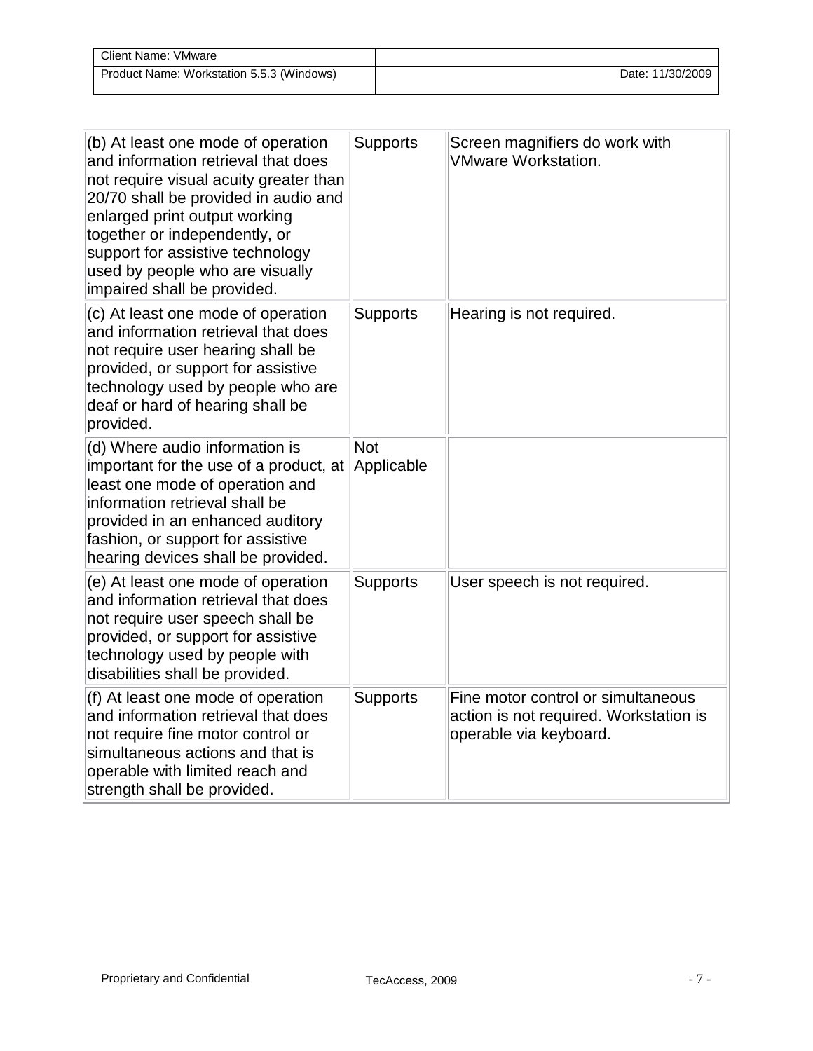| (b) At least one mode of operation and information retrieval that does not require visual acuity greater than 20/70 shall be provided in audio and enlarged print output working together or independently, or support for assistive technology used by people who are visually impaired shall be provided. | Supports | Screen magnifiers do work with VMware Workstation. |
|---|---|---|
| (c) At least one mode of operation and information retrieval that does not require user hearing shall be provided, or support for assistive technology used by people who are deaf or hard of hearing shall be provided. | Supports | Hearing is not required. |
| (d) Where audio information is important for the use of a product, at least one mode of operation and information retrieval shall be provided in an enhanced auditory fashion, or support for assistive hearing devices shall be provided. | Not Applicable | |
| (e) At least one mode of operation and information retrieval that does not require user speech shall be provided, or support for assistive technology used by people with disabilities shall be provided. | Supports | User speech is not required. |
| (f) At least one mode of operation and information retrieval that does not require fine motor control or simultaneous actions and that is operable with limited reach and strength shall be provided. | Supports | Fine motor control or simultaneous action is not required. Workstation is operable via keyboard. |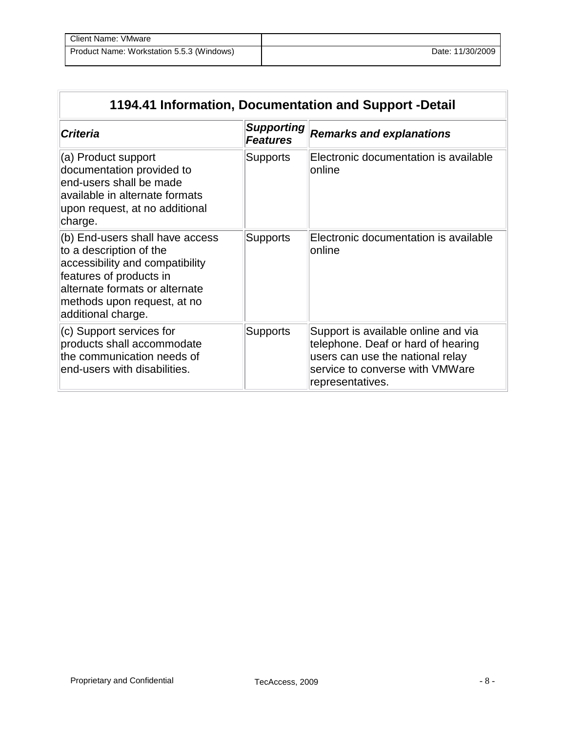| 1194.41 Information, Documentation and Support -Detail | | |
|---|---|---|
| ***Criteria*** | ***Supporting Features*** | ***Remarks and explanations*** |
| (a) Product support documentation provided to end-users shall be made available in alternate formats upon request, at no additional charge. | Supports | Electronic documentation is available online |
| (b) End-users shall have access to a description of the accessibility and compatibility features of products in alternate formats or alternate methods upon request, at no additional charge. | Supports | Electronic documentation is available online |
| (c) Support services for products shall accommodate the communication needs of end-users with disabilities. | Supports | Support is available online and via telephone. Deaf or hard of hearing users can use the national relay service to converse with VMWare representatives. |